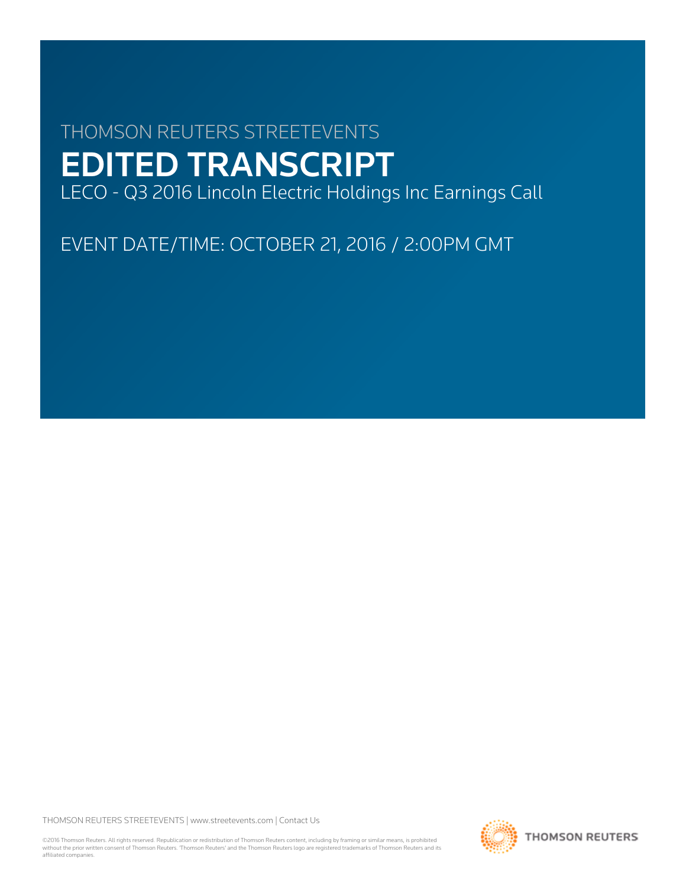THOMSON REUTERS STREETEVENTS

# EDITED TRANSCRIPT

LECO - Q3 2016 Lincoln Electric Holdings Inc Earnings Call

EVENT DATE/TIME: OCTOBER 21, 2016 / 2:00PM GMT

THOMSON REUTERS STREETEVENTS | www.streetevents.com | Contact Us

©2016 Thomson Reuters. All rights reserved. Republication or redistribution of Thomson Reuters content, including by framing or similar means, is prohibited without the prior written consent of Thomson Reuters. 'Thomson Reuters' and the Thomson Reuters logo are registered trademarks of Thomson Reuters and its affiliated companies.

THOMSON REUTERS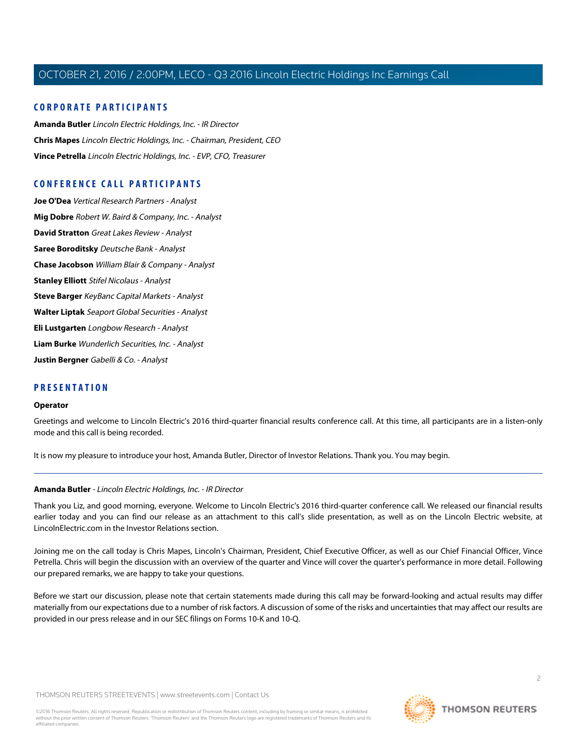## CORPORATE PARTICIPANTS

**Amanda Butler** *Lincoln Electric Holdings, Inc. - IR Director*

**Chris Mapes** *Lincoln Electric Holdings, Inc. - Chairman, President, CEO*

**Vince Petrella** *Lincoln Electric Holdings, Inc. - EVP, CFO, Treasurer*

## CONFERENCE CALL PARTICIPANTS

**Joe O'Dea** *Vertical Research Partners - Analyst*

**Mig Dobre** *Robert W. Baird & Company, Inc. - Analyst*

**David Stratton** *Great Lakes Review - Analyst*

**Saree Boroditsky** *Deutsche Bank - Analyst*

**Chase Jacobson** *William Blair & Company - Analyst*

**Stanley Elliott** *Stifel Nicolaus - Analyst*

**Steve Barger** *KeyBanc Capital Markets - Analyst*

**Walter Liptak** *Seaport Global Securities - Analyst*

**Eli Lustgarten** *Longbow Research - Analyst*

**Liam Burke** *Wunderlich Securities, Inc. - Analyst*

**Justin Bergner** *Gabelli & Co. - Analyst*

## PRESENTATION

**Operator**

Greetings and welcome to Lincoln Electric's 2016 third-quarter financial results conference call. At this time, all participants are in a listen-only mode and this call is being recorded.

It is now my pleasure to introduce your host, Amanda Butler, Director of Investor Relations. Thank you. You may begin.

---

**Amanda Butler** - *Lincoln Electric Holdings, Inc. - IR Director*

Thank you Liz, and good morning, everyone. Welcome to Lincoln Electric's 2016 third-quarter conference call. We released our financial results earlier today and you can find our release as an attachment to this call's slide presentation, as well as on the Lincoln Electric website, at LincolnElectric.com in the Investor Relations section.

Joining me on the call today is Chris Mapes, Lincoln's Chairman, President, Chief Executive Officer, as well as our Chief Financial Officer, Vince Petrella. Chris will begin the discussion with an overview of the quarter and Vince will cover the quarter's performance in more detail. Following our prepared remarks, we are happy to take your questions.

Before we start our discussion, please note that certain statements made during this call may be forward-looking and actual results may differ materially from our expectations due to a number of risk factors. A discussion of some of the risks and uncertainties that may affect our results are provided in our press release and in our SEC filings on Forms 10-K and 10-Q.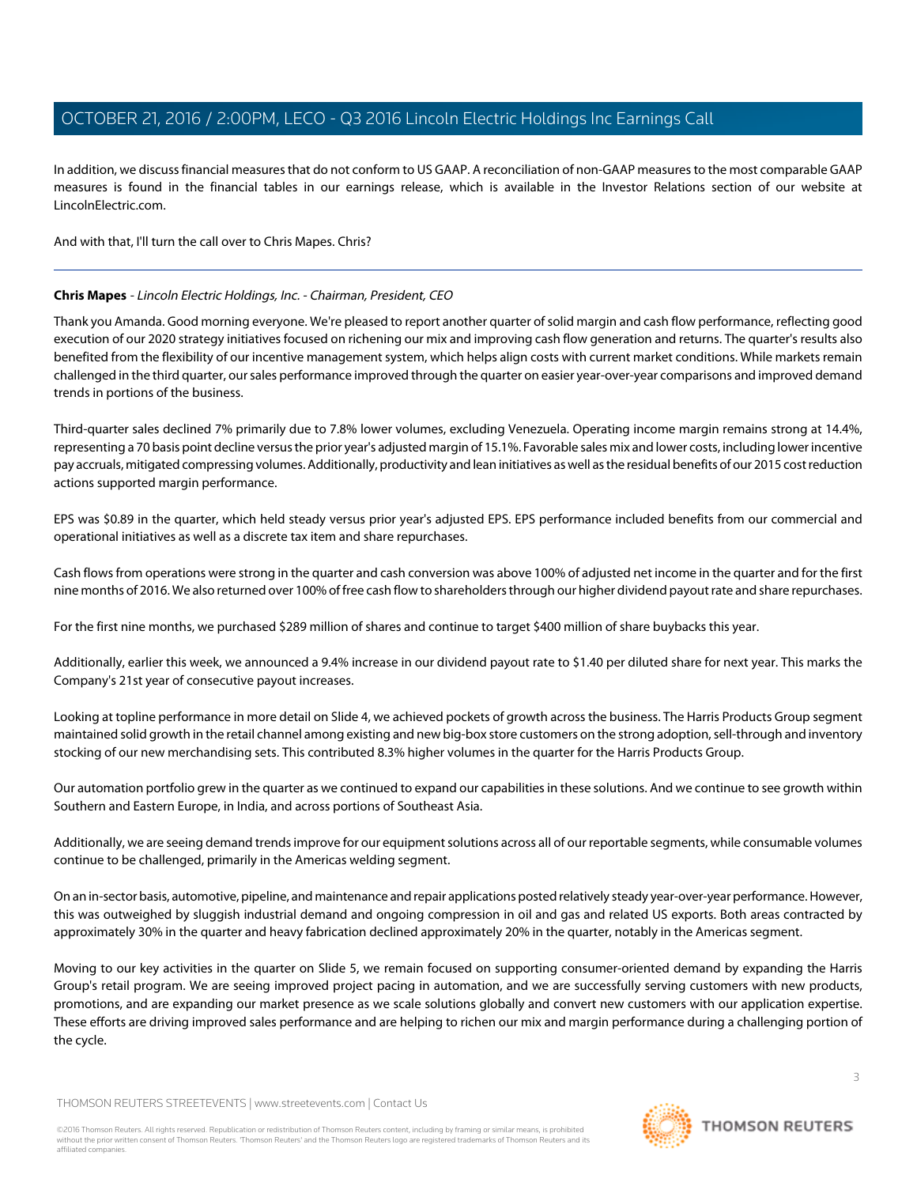In addition, we discuss financial measures that do not conform to US GAAP. A reconciliation of non-GAAP measures to the most comparable GAAP measures is found in the financial tables in our earnings release, which is available in the Investor Relations section of our website at LincolnElectric.com.

And with that, I'll turn the call over to Chris Mapes. Chris?

---

**Chris Mapes** - *Lincoln Electric Holdings, Inc. - Chairman, President, CEO*

Thank you Amanda. Good morning everyone. We're pleased to report another quarter of solid margin and cash flow performance, reflecting good execution of our 2020 strategy initiatives focused on richening our mix and improving cash flow generation and returns. The quarter's results also benefited from the flexibility of our incentive management system, which helps align costs with current market conditions. While markets remain challenged in the third quarter, our sales performance improved through the quarter on easier year-over-year comparisons and improved demand trends in portions of the business.

Third-quarter sales declined 7% primarily due to 7.8% lower volumes, excluding Venezuela. Operating income margin remains strong at 14.4%, representing a 70 basis point decline versus the prior year's adjusted margin of 15.1%. Favorable sales mix and lower costs, including lower incentive pay accruals, mitigated compressing volumes. Additionally, productivity and lean initiatives as well as the residual benefits of our 2015 cost reduction actions supported margin performance.

EPS was $0.89 in the quarter, which held steady versus prior year's adjusted EPS. EPS performance included benefits from our commercial and operational initiatives as well as a discrete tax item and share repurchases.

Cash flows from operations were strong in the quarter and cash conversion was above 100% of adjusted net income in the quarter and for the first nine months of 2016. We also returned over 100% of free cash flow to shareholders through our higher dividend payout rate and share repurchases.

For the first nine months, we purchased $289 million of shares and continue to target $400 million of share buybacks this year.

Additionally, earlier this week, we announced a 9.4% increase in our dividend payout rate to $1.40 per diluted share for next year. This marks the Company's 21st year of consecutive payout increases.

Looking at topline performance in more detail on Slide 4, we achieved pockets of growth across the business. The Harris Products Group segment maintained solid growth in the retail channel among existing and new big-box store customers on the strong adoption, sell-through and inventory stocking of our new merchandising sets. This contributed 8.3% higher volumes in the quarter for the Harris Products Group.

Our automation portfolio grew in the quarter as we continued to expand our capabilities in these solutions. And we continue to see growth within Southern and Eastern Europe, in India, and across portions of Southeast Asia.

Additionally, we are seeing demand trends improve for our equipment solutions across all of our reportable segments, while consumable volumes continue to be challenged, primarily in the Americas welding segment.

On an in-sector basis, automotive, pipeline, and maintenance and repair applications posted relatively steady year-over-year performance. However, this was outweighed by sluggish industrial demand and ongoing compression in oil and gas and related US exports. Both areas contracted by approximately 30% in the quarter and heavy fabrication declined approximately 20% in the quarter, notably in the Americas segment.

Moving to our key activities in the quarter on Slide 5, we remain focused on supporting consumer-oriented demand by expanding the Harris Group's retail program. We are seeing improved project pacing in automation, and we are successfully serving customers with new products, promotions, and are expanding our market presence as we scale solutions globally and convert new customers with our application expertise. These efforts are driving improved sales performance and are helping to richen our mix and margin performance during a challenging portion of the cycle.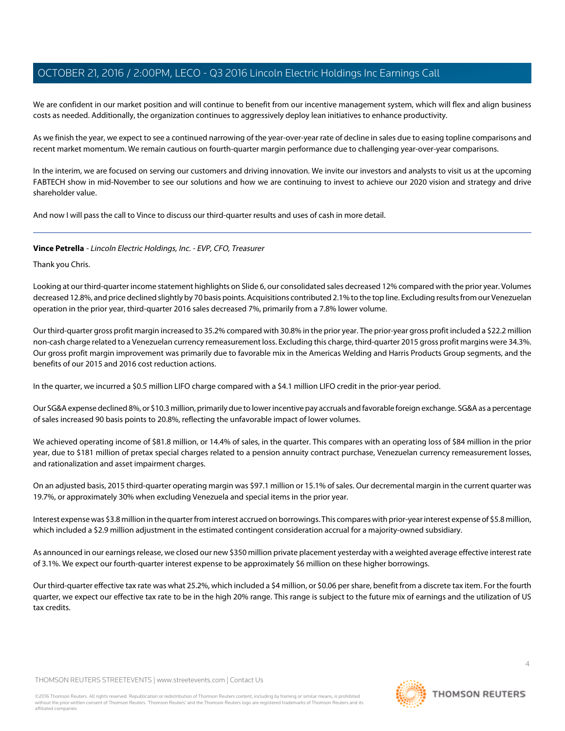We are confident in our market position and will continue to benefit from our incentive management system, which will flex and align business costs as needed. Additionally, the organization continues to aggressively deploy lean initiatives to enhance productivity.

As we finish the year, we expect to see a continued narrowing of the year-over-year rate of decline in sales due to easing topline comparisons and recent market momentum. We remain cautious on fourth-quarter margin performance due to challenging year-over-year comparisons.

In the interim, we are focused on serving our customers and driving innovation. We invite our investors and analysts to visit us at the upcoming FABTECH show in mid-November to see our solutions and how we are continuing to invest to achieve our 2020 vision and strategy and drive shareholder value.

And now I will pass the call to Vince to discuss our third-quarter results and uses of cash in more detail.

---

**Vince Petrella** - *Lincoln Electric Holdings, Inc. - EVP, CFO, Treasurer*

Thank you Chris.

Looking at our third-quarter income statement highlights on Slide 6, our consolidated sales decreased 12% compared with the prior year. Volumes decreased 12.8%, and price declined slightly by 70 basis points. Acquisitions contributed 2.1% to the top line. Excluding results from our Venezuelan operation in the prior year, third-quarter 2016 sales decreased 7%, primarily from a 7.8% lower volume.

Our third-quarter gross profit margin increased to 35.2% compared with 30.8% in the prior year. The prior-year gross profit included a $22.2 million non-cash charge related to a Venezuelan currency remeasurement loss. Excluding this charge, third-quarter 2015 gross profit margins were 34.3%. Our gross profit margin improvement was primarily due to favorable mix in the Americas Welding and Harris Products Group segments, and the benefits of our 2015 and 2016 cost reduction actions.

In the quarter, we incurred a $0.5 million LIFO charge compared with a $4.1 million LIFO credit in the prior-year period.

Our SG&A expense declined 8%, or $10.3 million, primarily due to lower incentive pay accruals and favorable foreign exchange. SG&A as a percentage of sales increased 90 basis points to 20.8%, reflecting the unfavorable impact of lower volumes.

We achieved operating income of $81.8 million, or 14.4% of sales, in the quarter. This compares with an operating loss of $84 million in the prior year, due to $181 million of pretax special charges related to a pension annuity contract purchase, Venezuelan currency remeasurement losses, and rationalization and asset impairment charges.

On an adjusted basis, 2015 third-quarter operating margin was $97.1 million or 15.1% of sales. Our decremental margin in the current quarter was 19.7%, or approximately 30% when excluding Venezuela and special items in the prior year.

Interest expense was $3.8 million in the quarter from interest accrued on borrowings. This compares with prior-year interest expense of $5.8 million, which included a $2.9 million adjustment in the estimated contingent consideration accrual for a majority-owned subsidiary.

As announced in our earnings release, we closed our new $350 million private placement yesterday with a weighted average effective interest rate of 3.1%. We expect our fourth-quarter interest expense to be approximately $6 million on these higher borrowings.

Our third-quarter effective tax rate was what 25.2%, which included a $4 million, or $0.06 per share, benefit from a discrete tax item. For the fourth quarter, we expect our effective tax rate to be in the high 20% range. This range is subject to the future mix of earnings and the utilization of US tax credits.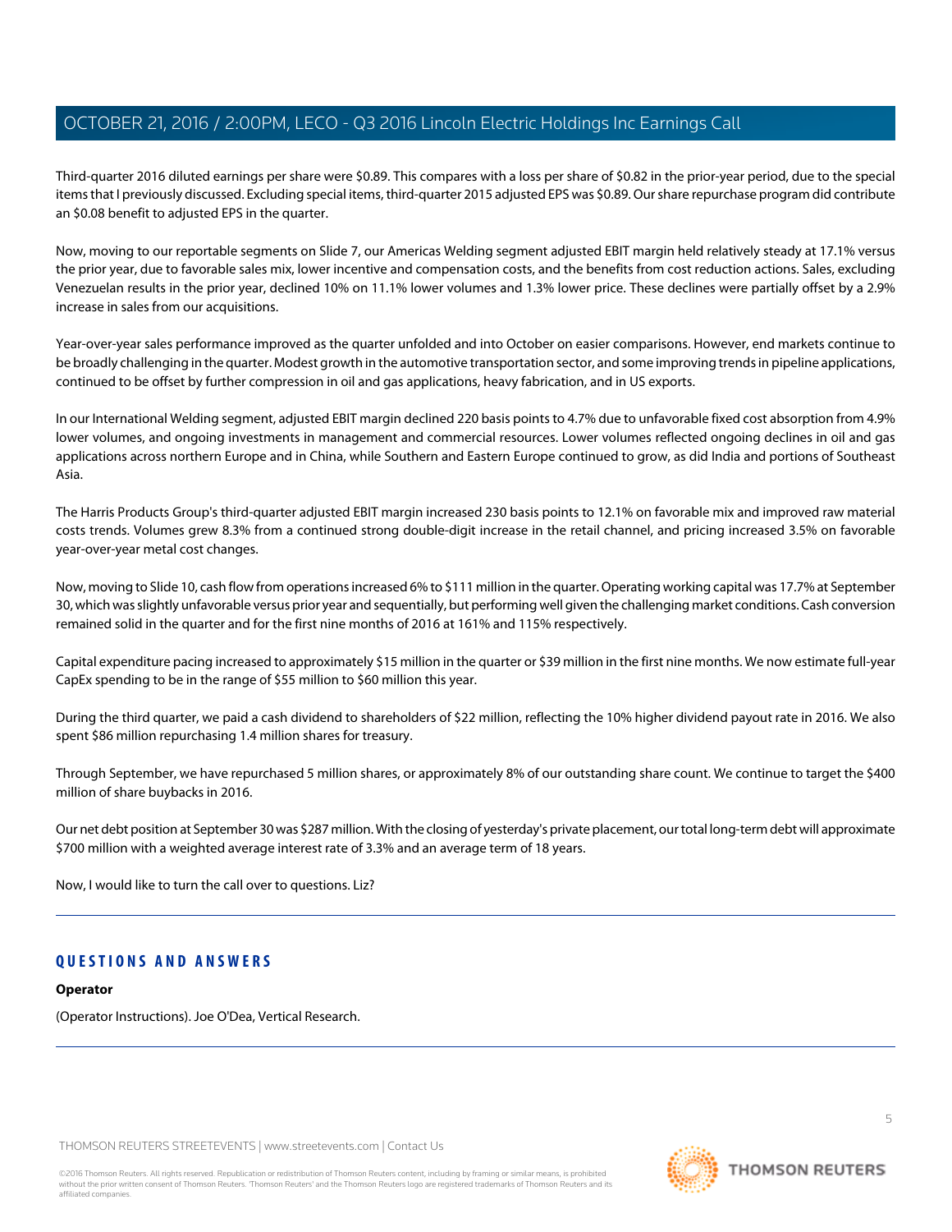Third-quarter 2016 diluted earnings per share were $0.89. This compares with a loss per share of $0.82 in the prior-year period, due to the special items that I previously discussed. Excluding special items, third-quarter 2015 adjusted EPS was $0.89. Our share repurchase program did contribute an $0.08 benefit to adjusted EPS in the quarter.

Now, moving to our reportable segments on Slide 7, our Americas Welding segment adjusted EBIT margin held relatively steady at 17.1% versus the prior year, due to favorable sales mix, lower incentive and compensation costs, and the benefits from cost reduction actions. Sales, excluding Venezuelan results in the prior year, declined 10% on 11.1% lower volumes and 1.3% lower price. These declines were partially offset by a 2.9% increase in sales from our acquisitions.

Year-over-year sales performance improved as the quarter unfolded and into October on easier comparisons. However, end markets continue to be broadly challenging in the quarter. Modest growth in the automotive transportation sector, and some improving trends in pipeline applications, continued to be offset by further compression in oil and gas applications, heavy fabrication, and in US exports.

In our International Welding segment, adjusted EBIT margin declined 220 basis points to 4.7% due to unfavorable fixed cost absorption from 4.9% lower volumes, and ongoing investments in management and commercial resources. Lower volumes reflected ongoing declines in oil and gas applications across northern Europe and in China, while Southern and Eastern Europe continued to grow, as did India and portions of Southeast Asia.

The Harris Products Group's third-quarter adjusted EBIT margin increased 230 basis points to 12.1% on favorable mix and improved raw material costs trends. Volumes grew 8.3% from a continued strong double-digit increase in the retail channel, and pricing increased 3.5% on favorable year-over-year metal cost changes.

Now, moving to Slide 10, cash flow from operations increased 6% to $111 million in the quarter. Operating working capital was 17.7% at September 30, which was slightly unfavorable versus prior year and sequentially, but performing well given the challenging market conditions. Cash conversion remained solid in the quarter and for the first nine months of 2016 at 161% and 115% respectively.

Capital expenditure pacing increased to approximately $15 million in the quarter or $39 million in the first nine months. We now estimate full-year CapEx spending to be in the range of $55 million to $60 million this year.

During the third quarter, we paid a cash dividend to shareholders of $22 million, reflecting the 10% higher dividend payout rate in 2016. We also spent $86 million repurchasing 1.4 million shares for treasury.

Through September, we have repurchased 5 million shares, or approximately 8% of our outstanding share count. We continue to target the $400 million of share buybacks in 2016.

Our net debt position at September 30 was $287 million. With the closing of yesterday's private placement, our total long-term debt will approximate $700 million with a weighted average interest rate of 3.3% and an average term of 18 years.

Now, I would like to turn the call over to questions. Liz?

## QUESTIONS AND ANSWERS

**Operator**

(Operator Instructions). Joe O'Dea, Vertical Research.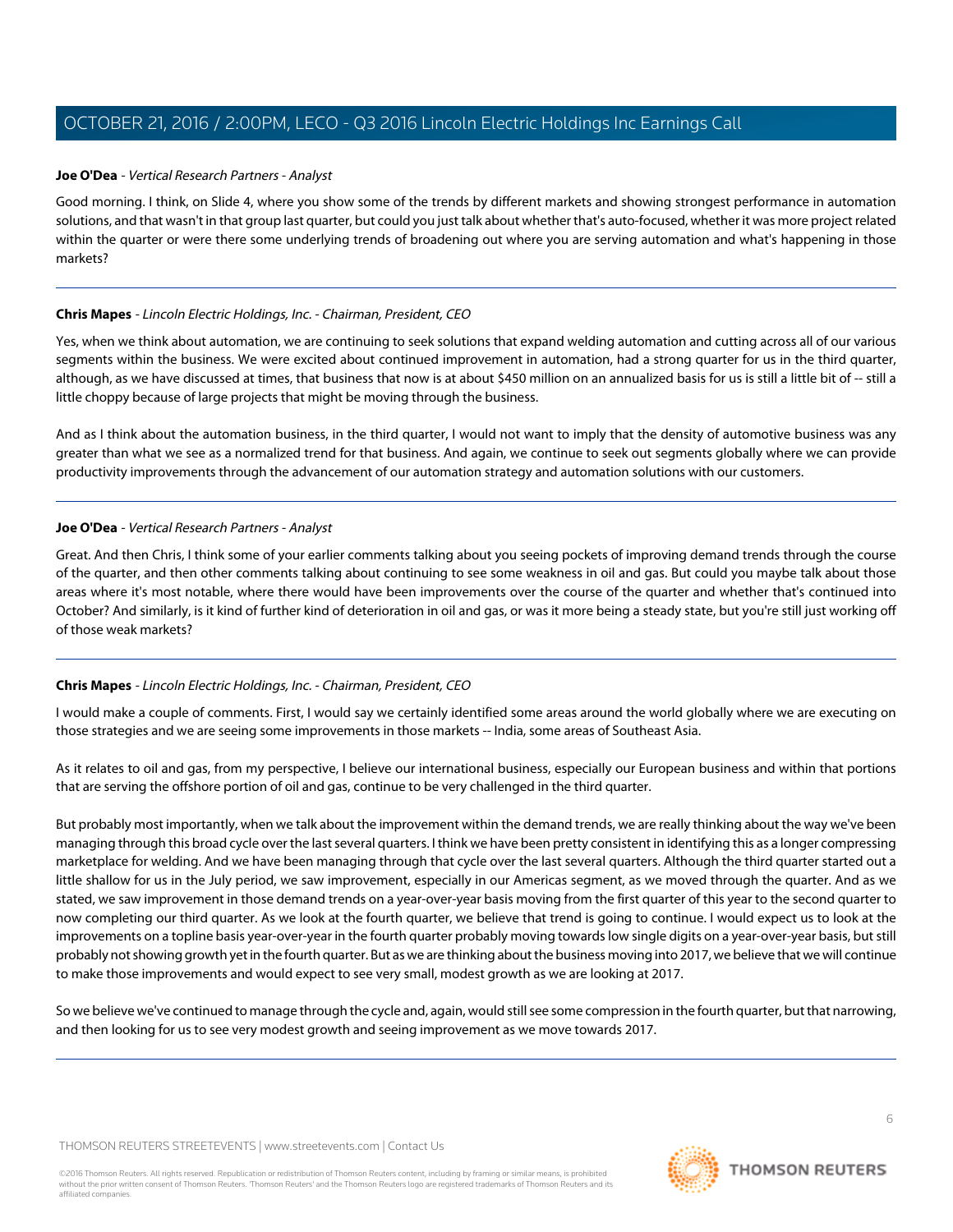**Joe O'Dea** - *Vertical Research Partners - Analyst*

Good morning. I think, on Slide 4, where you show some of the trends by different markets and showing strongest performance in automation solutions, and that wasn't in that group last quarter, but could you just talk about whether that's auto-focused, whether it was more project related within the quarter or were there some underlying trends of broadening out where you are serving automation and what's happening in those markets?

---

**Chris Mapes** - *Lincoln Electric Holdings, Inc. - Chairman, President, CEO*

Yes, when we think about automation, we are continuing to seek solutions that expand welding automation and cutting across all of our various segments within the business. We were excited about continued improvement in automation, had a strong quarter for us in the third quarter, although, as we have discussed at times, that business that now is at about $450 million on an annualized basis for us is still a little bit of -- still a little choppy because of large projects that might be moving through the business.

And as I think about the automation business, in the third quarter, I would not want to imply that the density of automotive business was any greater than what we see as a normalized trend for that business. And again, we continue to seek out segments globally where we can provide productivity improvements through the advancement of our automation strategy and automation solutions with our customers.

---

**Joe O'Dea** - *Vertical Research Partners - Analyst*

Great. And then Chris, I think some of your earlier comments talking about you seeing pockets of improving demand trends through the course of the quarter, and then other comments talking about continuing to see some weakness in oil and gas. But could you maybe talk about those areas where it's most notable, where there would have been improvements over the course of the quarter and whether that's continued into October? And similarly, is it kind of further kind of deterioration in oil and gas, or was it more being a steady state, but you're still just working off of those weak markets?

---

**Chris Mapes** - *Lincoln Electric Holdings, Inc. - Chairman, President, CEO*

I would make a couple of comments. First, I would say we certainly identified some areas around the world globally where we are executing on those strategies and we are seeing some improvements in those markets -- India, some areas of Southeast Asia.

As it relates to oil and gas, from my perspective, I believe our international business, especially our European business and within that portions that are serving the offshore portion of oil and gas, continue to be very challenged in the third quarter.

But probably most importantly, when we talk about the improvement within the demand trends, we are really thinking about the way we've been managing through this broad cycle over the last several quarters. I think we have been pretty consistent in identifying this as a longer compressing marketplace for welding. And we have been managing through that cycle over the last several quarters. Although the third quarter started out a little shallow for us in the July period, we saw improvement, especially in our Americas segment, as we moved through the quarter. And as we stated, we saw improvement in those demand trends on a year-over-year basis moving from the first quarter of this year to the second quarter to now completing our third quarter. As we look at the fourth quarter, we believe that trend is going to continue. I would expect us to look at the improvements on a topline basis year-over-year in the fourth quarter probably moving towards low single digits on a year-over-year basis, but still probably not showing growth yet in the fourth quarter. But as we are thinking about the business moving into 2017, we believe that we will continue to make those improvements and would expect to see very small, modest growth as we are looking at 2017.

So we believe we've continued to manage through the cycle and, again, would still see some compression in the fourth quarter, but that narrowing, and then looking for us to see very modest growth and seeing improvement as we move towards 2017.

---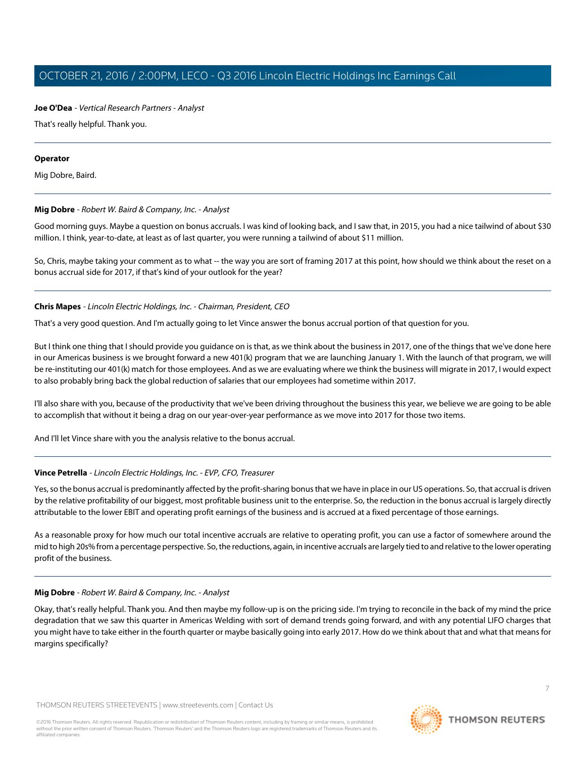**Joe O'Dea** - *Vertical Research Partners - Analyst*

That's really helpful. Thank you.

---

**Operator**

Mig Dobre, Baird.

---

**Mig Dobre** - *Robert W. Baird & Company, Inc. - Analyst*

Good morning guys. Maybe a question on bonus accruals. I was kind of looking back, and I saw that, in 2015, you had a nice tailwind of about $30 million. I think, year-to-date, at least as of last quarter, you were running a tailwind of about $11 million.

So, Chris, maybe taking your comment as to what -- the way you are sort of framing 2017 at this point, how should we think about the reset on a bonus accrual side for 2017, if that's kind of your outlook for the year?

---

**Chris Mapes** - *Lincoln Electric Holdings, Inc. - Chairman, President, CEO*

That's a very good question. And I'm actually going to let Vince answer the bonus accrual portion of that question for you.

But I think one thing that I should provide you guidance on is that, as we think about the business in 2017, one of the things that we've done here in our Americas business is we brought forward a new 401(k) program that we are launching January 1. With the launch of that program, we will be re-instituting our 401(k) match for those employees. And as we are evaluating where we think the business will migrate in 2017, I would expect to also probably bring back the global reduction of salaries that our employees had sometime within 2017.

I'll also share with you, because of the productivity that we've been driving throughout the business this year, we believe we are going to be able to accomplish that without it being a drag on our year-over-year performance as we move into 2017 for those two items.

And I'll let Vince share with you the analysis relative to the bonus accrual.

---

**Vince Petrella** - *Lincoln Electric Holdings, Inc. - EVP, CFO, Treasurer*

Yes, so the bonus accrual is predominantly affected by the profit-sharing bonus that we have in place in our US operations. So, that accrual is driven by the relative profitability of our biggest, most profitable business unit to the enterprise. So, the reduction in the bonus accrual is largely directly attributable to the lower EBIT and operating profit earnings of the business and is accrued at a fixed percentage of those earnings.

As a reasonable proxy for how much our total incentive accruals are relative to operating profit, you can use a factor of somewhere around the mid to high 20s% from a percentage perspective. So, the reductions, again, in incentive accruals are largely tied to and relative to the lower operating profit of the business.

---

**Mig Dobre** - *Robert W. Baird & Company, Inc. - Analyst*

Okay, that's really helpful. Thank you. And then maybe my follow-up is on the pricing side. I'm trying to reconcile in the back of my mind the price degradation that we saw this quarter in Americas Welding with sort of demand trends going forward, and with any potential LIFO charges that you might have to take either in the fourth quarter or maybe basically going into early 2017. How do we think about that and what that means for margins specifically?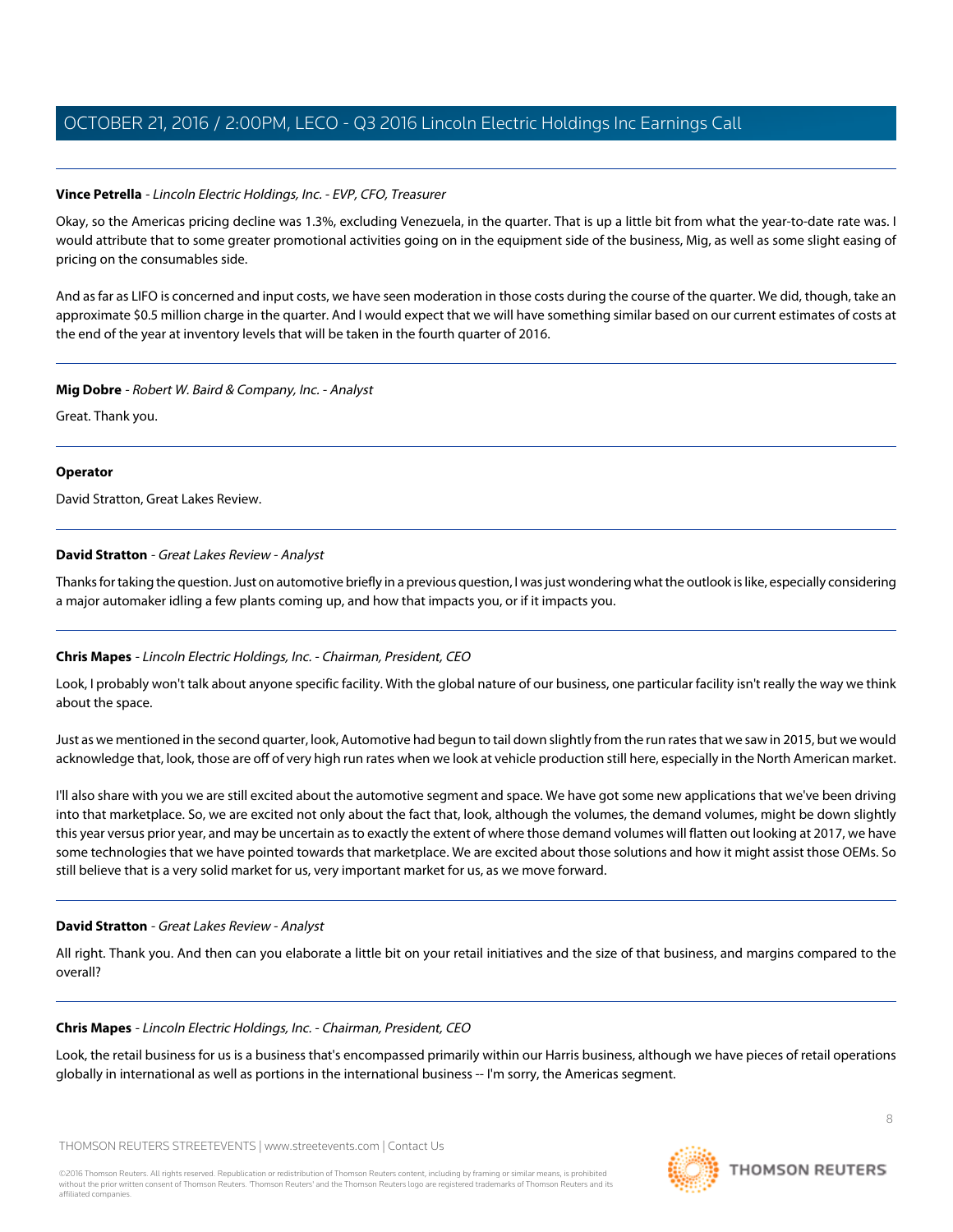**Vince Petrella** - *Lincoln Electric Holdings, Inc. - EVP, CFO, Treasurer*

Okay, so the Americas pricing decline was 1.3%, excluding Venezuela, in the quarter. That is up a little bit from what the year-to-date rate was. I would attribute that to some greater promotional activities going on in the equipment side of the business, Mig, as well as some slight easing of pricing on the consumables side.

And as far as LIFO is concerned and input costs, we have seen moderation in those costs during the course of the quarter. We did, though, take an approximate $0.5 million charge in the quarter. And I would expect that we will have something similar based on our current estimates of costs at the end of the year at inventory levels that will be taken in the fourth quarter of 2016.

---

**Mig Dobre** - *Robert W. Baird & Company, Inc. - Analyst*

Great. Thank you.

---

**Operator**

David Stratton, Great Lakes Review.

---

**David Stratton** - *Great Lakes Review - Analyst*

Thanks for taking the question. Just on automotive briefly in a previous question, I was just wondering what the outlook is like, especially considering a major automaker idling a few plants coming up, and how that impacts you, or if it impacts you.

---

**Chris Mapes** - *Lincoln Electric Holdings, Inc. - Chairman, President, CEO*

Look, I probably won't talk about anyone specific facility. With the global nature of our business, one particular facility isn't really the way we think about the space.

Just as we mentioned in the second quarter, look, Automotive had begun to tail down slightly from the run rates that we saw in 2015, but we would acknowledge that, look, those are off of very high run rates when we look at vehicle production still here, especially in the North American market.

I'll also share with you we are still excited about the automotive segment and space. We have got some new applications that we've been driving into that marketplace. So, we are excited not only about the fact that, look, although the volumes, the demand volumes, might be down slightly this year versus prior year, and may be uncertain as to exactly the extent of where those demand volumes will flatten out looking at 2017, we have some technologies that we have pointed towards that marketplace. We are excited about those solutions and how it might assist those OEMs. So still believe that is a very solid market for us, very important market for us, as we move forward.

---

**David Stratton** - *Great Lakes Review - Analyst*

All right. Thank you. And then can you elaborate a little bit on your retail initiatives and the size of that business, and margins compared to the overall?

---

**Chris Mapes** - *Lincoln Electric Holdings, Inc. - Chairman, President, CEO*

Look, the retail business for us is a business that's encompassed primarily within our Harris business, although we have pieces of retail operations globally in international as well as portions in the international business -- I'm sorry, the Americas segment.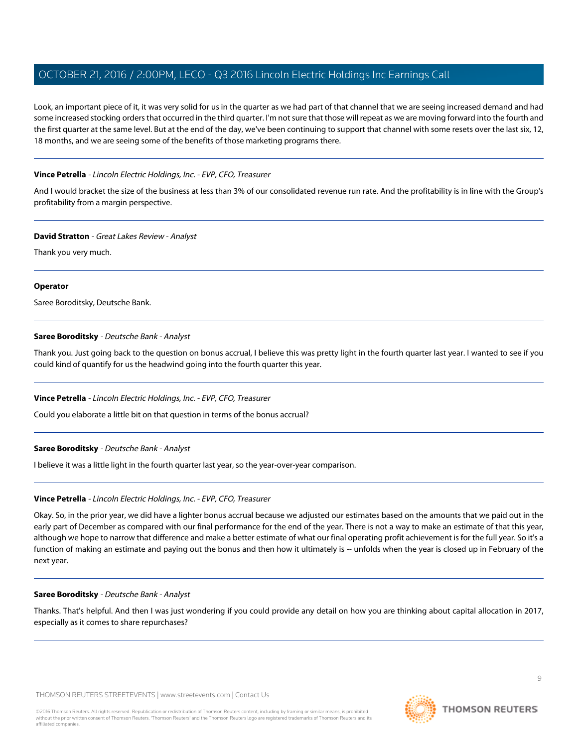Look, an important piece of it, it was very solid for us in the quarter as we had part of that channel that we are seeing increased demand and had some increased stocking orders that occurred in the third quarter. I'm not sure that those will repeat as we are moving forward into the fourth and the first quarter at the same level. But at the end of the day, we've been continuing to support that channel with some resets over the last six, 12, 18 months, and we are seeing some of the benefits of those marketing programs there.

---

**Vince Petrella** - *Lincoln Electric Holdings, Inc. - EVP, CFO, Treasurer*

And I would bracket the size of the business at less than 3% of our consolidated revenue run rate. And the profitability is in line with the Group's profitability from a margin perspective.

---

**David Stratton** - *Great Lakes Review - Analyst*

Thank you very much.

---

**Operator**

Saree Boroditsky, Deutsche Bank.

---

**Saree Boroditsky** - *Deutsche Bank - Analyst*

Thank you. Just going back to the question on bonus accrual, I believe this was pretty light in the fourth quarter last year. I wanted to see if you could kind of quantify for us the headwind going into the fourth quarter this year.

---

**Vince Petrella** - *Lincoln Electric Holdings, Inc. - EVP, CFO, Treasurer*

Could you elaborate a little bit on that question in terms of the bonus accrual?

---

**Saree Boroditsky** - *Deutsche Bank - Analyst*

I believe it was a little light in the fourth quarter last year, so the year-over-year comparison.

---

**Vince Petrella** - *Lincoln Electric Holdings, Inc. - EVP, CFO, Treasurer*

Okay. So, in the prior year, we did have a lighter bonus accrual because we adjusted our estimates based on the amounts that we paid out in the early part of December as compared with our final performance for the end of the year. There is not a way to make an estimate of that this year, although we hope to narrow that difference and make a better estimate of what our final operating profit achievement is for the full year. So it's a function of making an estimate and paying out the bonus and then how it ultimately is -- unfolds when the year is closed up in February of the next year.

---

**Saree Boroditsky** - *Deutsche Bank - Analyst*

Thanks. That's helpful. And then I was just wondering if you could provide any detail on how you are thinking about capital allocation in 2017, especially as it comes to share repurchases?

---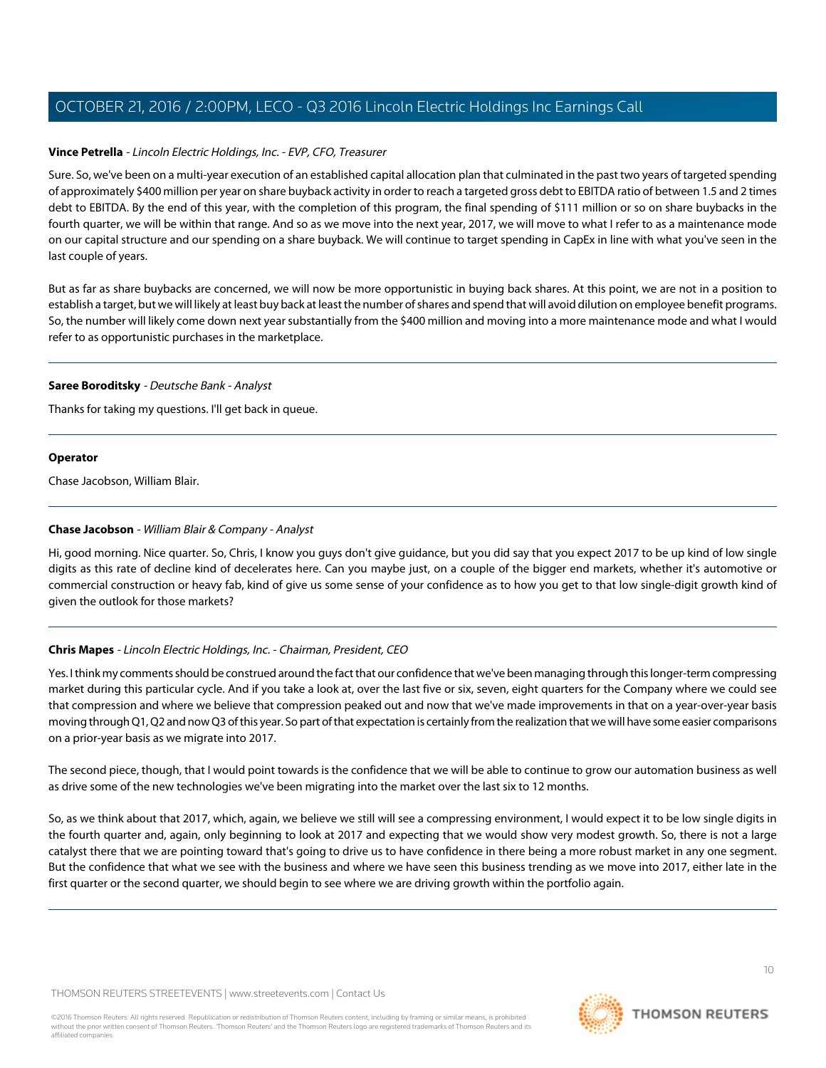**Vince Petrella** - *Lincoln Electric Holdings, Inc. - EVP, CFO, Treasurer*

Sure. So, we've been on a multi-year execution of an established capital allocation plan that culminated in the past two years of targeted spending of approximately $400 million per year on share buyback activity in order to reach a targeted gross debt to EBITDA ratio of between 1.5 and 2 times debt to EBITDA. By the end of this year, with the completion of this program, the final spending of $111 million or so on share buybacks in the fourth quarter, we will be within that range. And so as we move into the next year, 2017, we will move to what I refer to as a maintenance mode on our capital structure and our spending on a share buyback. We will continue to target spending in CapEx in line with what you've seen in the last couple of years.

But as far as share buybacks are concerned, we will now be more opportunistic in buying back shares. At this point, we are not in a position to establish a target, but we will likely at least buy back at least the number of shares and spend that will avoid dilution on employee benefit programs. So, the number will likely come down next year substantially from the $400 million and moving into a more maintenance mode and what I would refer to as opportunistic purchases in the marketplace.

---

**Saree Boroditsky** - *Deutsche Bank - Analyst*

Thanks for taking my questions. I'll get back in queue.

---

**Operator**

Chase Jacobson, William Blair.

---

**Chase Jacobson** - *William Blair & Company - Analyst*

Hi, good morning. Nice quarter. So, Chris, I know you guys don't give guidance, but you did say that you expect 2017 to be up kind of low single digits as this rate of decline kind of decelerates here. Can you maybe just, on a couple of the bigger end markets, whether it's automotive or commercial construction or heavy fab, kind of give us some sense of your confidence as to how you get to that low single-digit growth kind of given the outlook for those markets?

---

**Chris Mapes** - *Lincoln Electric Holdings, Inc. - Chairman, President, CEO*

Yes. I think my comments should be construed around the fact that our confidence that we've been managing through this longer-term compressing market during this particular cycle. And if you take a look at, over the last five or six, seven, eight quarters for the Company where we could see that compression and where we believe that compression peaked out and now that we've made improvements in that on a year-over-year basis moving through Q1, Q2 and now Q3 of this year. So part of that expectation is certainly from the realization that we will have some easier comparisons on a prior-year basis as we migrate into 2017.

The second piece, though, that I would point towards is the confidence that we will be able to continue to grow our automation business as well as drive some of the new technologies we've been migrating into the market over the last six to 12 months.

So, as we think about that 2017, which, again, we believe we still will see a compressing environment, I would expect it to be low single digits in the fourth quarter and, again, only beginning to look at 2017 and expecting that we would show very modest growth. So, there is not a large catalyst there that we are pointing toward that's going to drive us to have confidence in there being a more robust market in any one segment. But the confidence that what we see with the business and where we have seen this business trending as we move into 2017, either late in the first quarter or the second quarter, we should begin to see where we are driving growth within the portfolio again.

---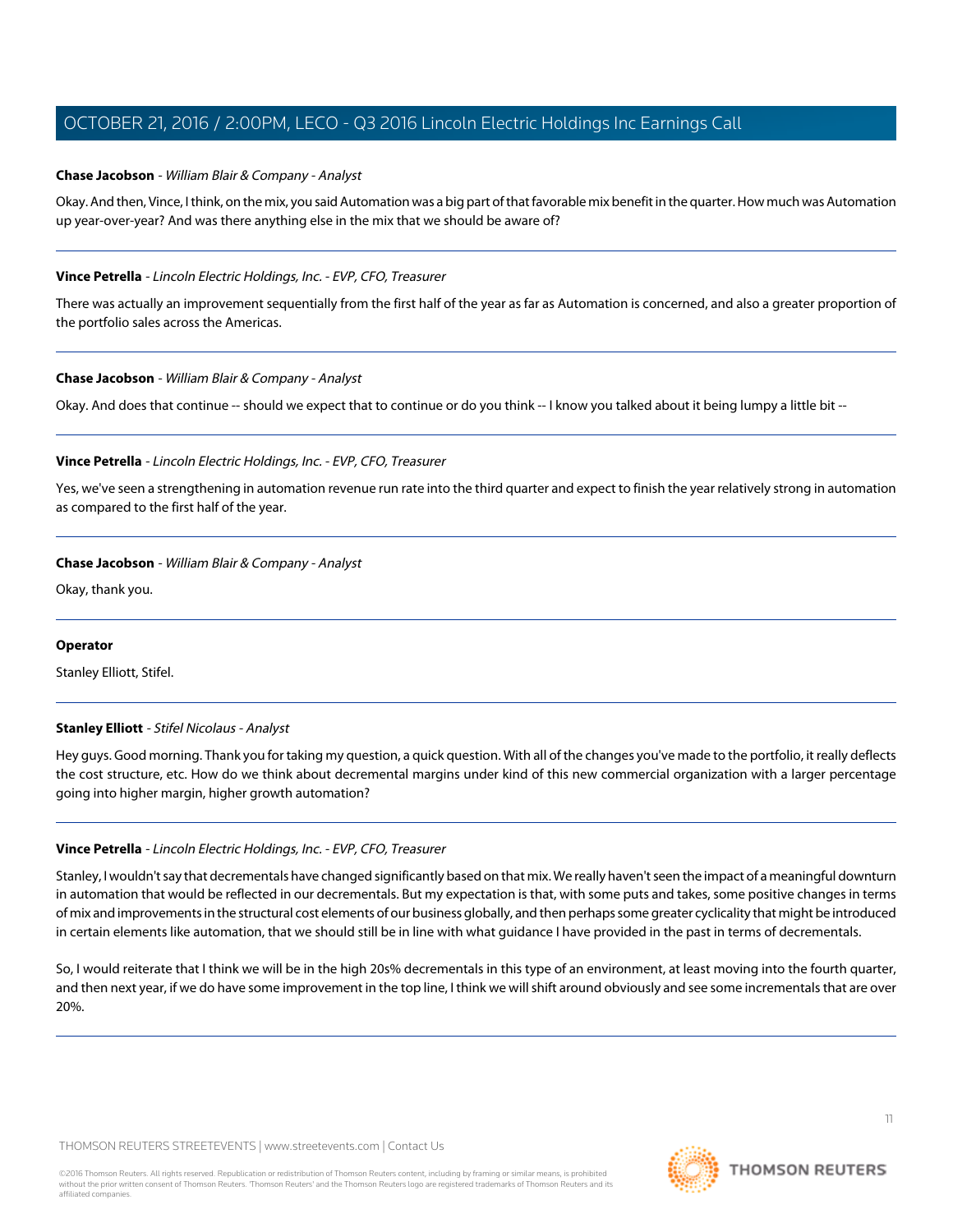**Chase Jacobson** - *William Blair & Company - Analyst*

Okay. And then, Vince, I think, on the mix, you said Automation was a big part of that favorable mix benefit in the quarter. How much was Automation up year-over-year? And was there anything else in the mix that we should be aware of?

---

**Vince Petrella** - *Lincoln Electric Holdings, Inc. - EVP, CFO, Treasurer*

There was actually an improvement sequentially from the first half of the year as far as Automation is concerned, and also a greater proportion of the portfolio sales across the Americas.

---

**Chase Jacobson** - *William Blair & Company - Analyst*

Okay. And does that continue -- should we expect that to continue or do you think -- I know you talked about it being lumpy a little bit --

---

**Vince Petrella** - *Lincoln Electric Holdings, Inc. - EVP, CFO, Treasurer*

Yes, we've seen a strengthening in automation revenue run rate into the third quarter and expect to finish the year relatively strong in automation as compared to the first half of the year.

---

**Chase Jacobson** - *William Blair & Company - Analyst*

Okay, thank you.

---

**Operator**

Stanley Elliott, Stifel.

---

**Stanley Elliott** - *Stifel Nicolaus - Analyst*

Hey guys. Good morning. Thank you for taking my question, a quick question. With all of the changes you've made to the portfolio, it really deflects the cost structure, etc. How do we think about decremental margins under kind of this new commercial organization with a larger percentage going into higher margin, higher growth automation?

---

**Vince Petrella** - *Lincoln Electric Holdings, Inc. - EVP, CFO, Treasurer*

Stanley, I wouldn't say that decrementals have changed significantly based on that mix. We really haven't seen the impact of a meaningful downturn in automation that would be reflected in our decrementals. But my expectation is that, with some puts and takes, some positive changes in terms of mix and improvements in the structural cost elements of our business globally, and then perhaps some greater cyclicality that might be introduced in certain elements like automation, that we should still be in line with what guidance I have provided in the past in terms of decrementals.

So, I would reiterate that I think we will be in the high 20s% decrementals in this type of an environment, at least moving into the fourth quarter, and then next year, if we do have some improvement in the top line, I think we will shift around obviously and see some incrementals that are over 20%.

---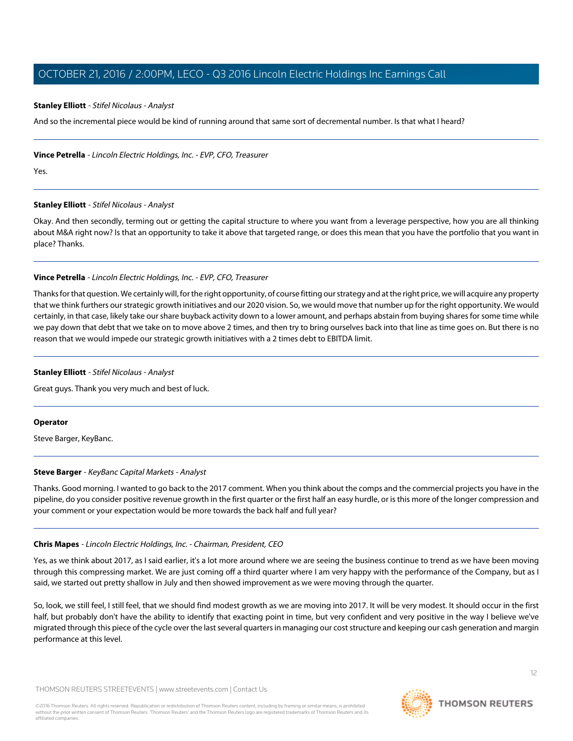**Stanley Elliott** - *Stifel Nicolaus - Analyst*

And so the incremental piece would be kind of running around that same sort of decremental number. Is that what I heard?

---

**Vince Petrella** - *Lincoln Electric Holdings, Inc. - EVP, CFO, Treasurer*

Yes.

---

**Stanley Elliott** - *Stifel Nicolaus - Analyst*

Okay. And then secondly, terming out or getting the capital structure to where you want from a leverage perspective, how you are all thinking about M&A right now? Is that an opportunity to take it above that targeted range, or does this mean that you have the portfolio that you want in place? Thanks.

---

**Vince Petrella** - *Lincoln Electric Holdings, Inc. - EVP, CFO, Treasurer*

Thanks for that question. We certainly will, for the right opportunity, of course fitting our strategy and at the right price, we will acquire any property that we think furthers our strategic growth initiatives and our 2020 vision. So, we would move that number up for the right opportunity. We would certainly, in that case, likely take our share buyback activity down to a lower amount, and perhaps abstain from buying shares for some time while we pay down that debt that we take on to move above 2 times, and then try to bring ourselves back into that line as time goes on. But there is no reason that we would impede our strategic growth initiatives with a 2 times debt to EBITDA limit.

---

**Stanley Elliott** - *Stifel Nicolaus - Analyst*

Great guys. Thank you very much and best of luck.

---

**Operator**

Steve Barger, KeyBanc.

---

**Steve Barger** - *KeyBanc Capital Markets - Analyst*

Thanks. Good morning. I wanted to go back to the 2017 comment. When you think about the comps and the commercial projects you have in the pipeline, do you consider positive revenue growth in the first quarter or the first half an easy hurdle, or is this more of the longer compression and your comment or your expectation would be more towards the back half and full year?

---

**Chris Mapes** - *Lincoln Electric Holdings, Inc. - Chairman, President, CEO*

Yes, as we think about 2017, as I said earlier, it's a lot more around where we are seeing the business continue to trend as we have been moving through this compressing market. We are just coming off a third quarter where I am very happy with the performance of the Company, but as I said, we started out pretty shallow in July and then showed improvement as we were moving through the quarter.

So, look, we still feel, I still feel, that we should find modest growth as we are moving into 2017. It will be very modest. It should occur in the first half, but probably don't have the ability to identify that exacting point in time, but very confident and very positive in the way I believe we've migrated through this piece of the cycle over the last several quarters in managing our cost structure and keeping our cash generation and margin performance at this level.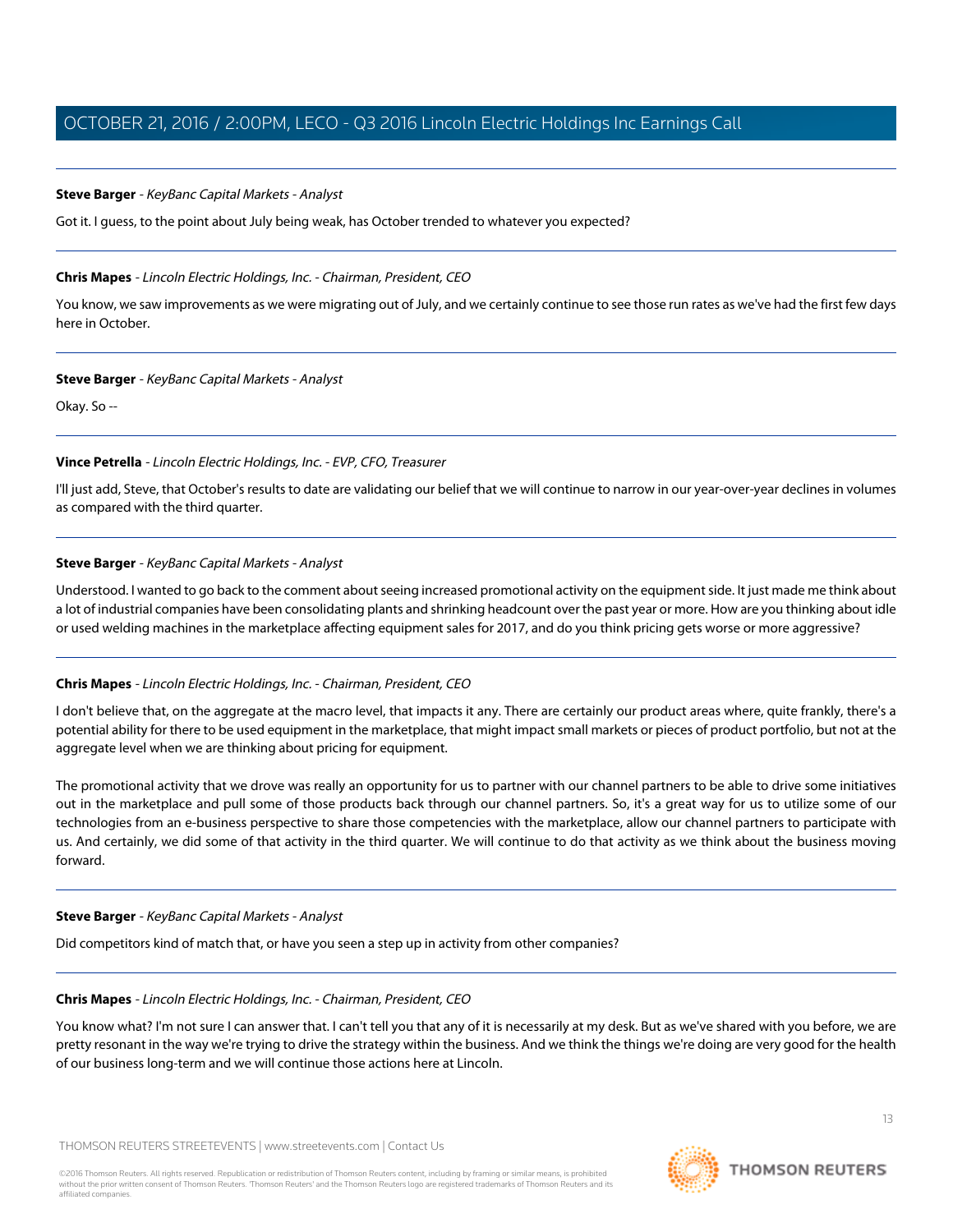**Steve Barger** - *KeyBanc Capital Markets - Analyst*

Got it. I guess, to the point about July being weak, has October trended to whatever you expected?

---

**Chris Mapes** - *Lincoln Electric Holdings, Inc. - Chairman, President, CEO*

You know, we saw improvements as we were migrating out of July, and we certainly continue to see those run rates as we've had the first few days here in October.

---

**Steve Barger** - *KeyBanc Capital Markets - Analyst*

Okay. So --

---

**Vince Petrella** - *Lincoln Electric Holdings, Inc. - EVP, CFO, Treasurer*

I'll just add, Steve, that October's results to date are validating our belief that we will continue to narrow in our year-over-year declines in volumes as compared with the third quarter.

---

**Steve Barger** - *KeyBanc Capital Markets - Analyst*

Understood. I wanted to go back to the comment about seeing increased promotional activity on the equipment side. It just made me think about a lot of industrial companies have been consolidating plants and shrinking headcount over the past year or more. How are you thinking about idle or used welding machines in the marketplace affecting equipment sales for 2017, and do you think pricing gets worse or more aggressive?

---

**Chris Mapes** - *Lincoln Electric Holdings, Inc. - Chairman, President, CEO*

I don't believe that, on the aggregate at the macro level, that impacts it any. There are certainly our product areas where, quite frankly, there's a potential ability for there to be used equipment in the marketplace, that might impact small markets or pieces of product portfolio, but not at the aggregate level when we are thinking about pricing for equipment.

The promotional activity that we drove was really an opportunity for us to partner with our channel partners to be able to drive some initiatives out in the marketplace and pull some of those products back through our channel partners. So, it's a great way for us to utilize some of our technologies from an e-business perspective to share those competencies with the marketplace, allow our channel partners to participate with us. And certainly, we did some of that activity in the third quarter. We will continue to do that activity as we think about the business moving forward.

---

**Steve Barger** - *KeyBanc Capital Markets - Analyst*

Did competitors kind of match that, or have you seen a step up in activity from other companies?

---

**Chris Mapes** - *Lincoln Electric Holdings, Inc. - Chairman, President, CEO*

You know what? I'm not sure I can answer that. I can't tell you that any of it is necessarily at my desk. But as we've shared with you before, we are pretty resonant in the way we're trying to drive the strategy within the business. And we think the things we're doing are very good for the health of our business long-term and we will continue those actions here at Lincoln.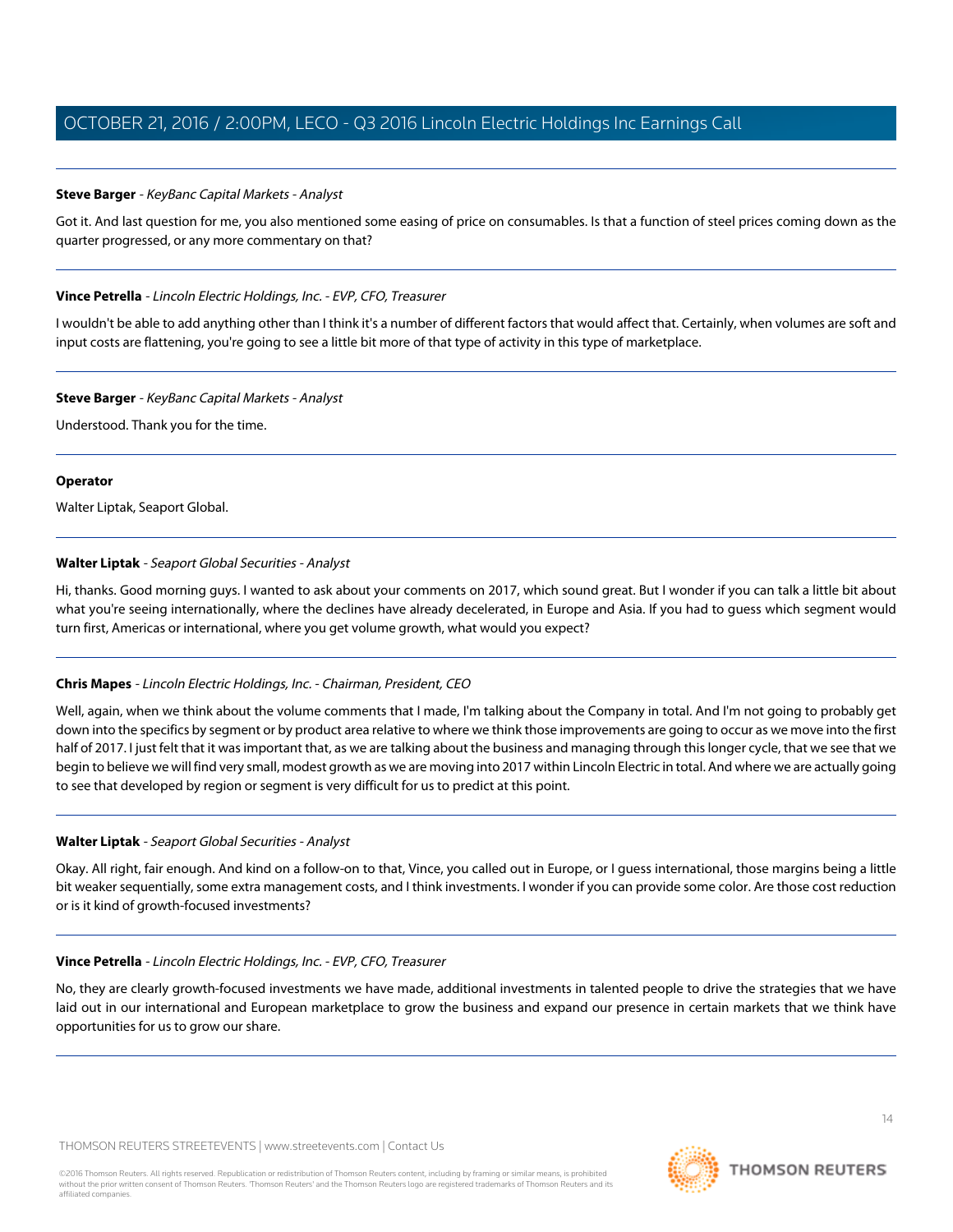**Steve Barger** - *KeyBanc Capital Markets - Analyst*

Got it. And last question for me, you also mentioned some easing of price on consumables. Is that a function of steel prices coming down as the quarter progressed, or any more commentary on that?

---

**Vince Petrella** - *Lincoln Electric Holdings, Inc. - EVP, CFO, Treasurer*

I wouldn't be able to add anything other than I think it's a number of different factors that would affect that. Certainly, when volumes are soft and input costs are flattening, you're going to see a little bit more of that type of activity in this type of marketplace.

---

**Steve Barger** - *KeyBanc Capital Markets - Analyst*

Understood. Thank you for the time.

---

**Operator**

Walter Liptak, Seaport Global.

---

**Walter Liptak** - *Seaport Global Securities - Analyst*

Hi, thanks. Good morning guys. I wanted to ask about your comments on 2017, which sound great. But I wonder if you can talk a little bit about what you're seeing internationally, where the declines have already decelerated, in Europe and Asia. If you had to guess which segment would turn first, Americas or international, where you get volume growth, what would you expect?

---

**Chris Mapes** - *Lincoln Electric Holdings, Inc. - Chairman, President, CEO*

Well, again, when we think about the volume comments that I made, I'm talking about the Company in total. And I'm not going to probably get down into the specifics by segment or by product area relative to where we think those improvements are going to occur as we move into the first half of 2017. I just felt that it was important that, as we are talking about the business and managing through this longer cycle, that we see that we begin to believe we will find very small, modest growth as we are moving into 2017 within Lincoln Electric in total. And where we are actually going to see that developed by region or segment is very difficult for us to predict at this point.

---

**Walter Liptak** - *Seaport Global Securities - Analyst*

Okay. All right, fair enough. And kind on a follow-on to that, Vince, you called out in Europe, or I guess international, those margins being a little bit weaker sequentially, some extra management costs, and I think investments. I wonder if you can provide some color. Are those cost reduction or is it kind of growth-focused investments?

---

**Vince Petrella** - *Lincoln Electric Holdings, Inc. - EVP, CFO, Treasurer*

No, they are clearly growth-focused investments we have made, additional investments in talented people to drive the strategies that we have laid out in our international and European marketplace to grow the business and expand our presence in certain markets that we think have opportunities for us to grow our share.

---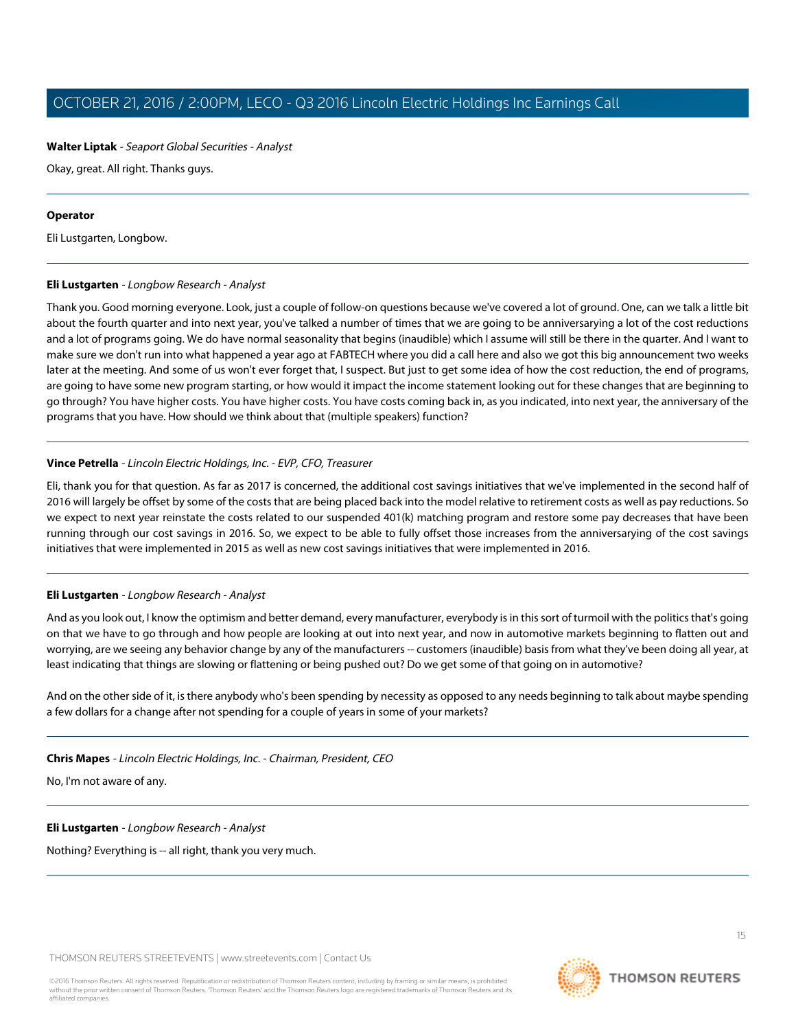**Walter Liptak** - *Seaport Global Securities - Analyst*

Okay, great. All right. Thanks guys.

---

**Operator**

Eli Lustgarten, Longbow.

---

**Eli Lustgarten** - *Longbow Research - Analyst*

Thank you. Good morning everyone. Look, just a couple of follow-on questions because we've covered a lot of ground. One, can we talk a little bit about the fourth quarter and into next year, you've talked a number of times that we are going to be anniversarying a lot of the cost reductions and a lot of programs going. We do have normal seasonality that begins (inaudible) which I assume will still be there in the quarter. And I want to make sure we don't run into what happened a year ago at FABTECH where you did a call here and also we got this big announcement two weeks later at the meeting. And some of us won't ever forget that, I suspect. But just to get some idea of how the cost reduction, the end of programs, are going to have some new program starting, or how would it impact the income statement looking out for these changes that are beginning to go through? You have higher costs. You have higher costs. You have costs coming back in, as you indicated, into next year, the anniversary of the programs that you have. How should we think about that (multiple speakers) function?

---

**Vince Petrella** - *Lincoln Electric Holdings, Inc. - EVP, CFO, Treasurer*

Eli, thank you for that question. As far as 2017 is concerned, the additional cost savings initiatives that we've implemented in the second half of 2016 will largely be offset by some of the costs that are being placed back into the model relative to retirement costs as well as pay reductions. So we expect to next year reinstate the costs related to our suspended 401(k) matching program and restore some pay decreases that have been running through our cost savings in 2016. So, we expect to be able to fully offset those increases from the anniversarying of the cost savings initiatives that were implemented in 2015 as well as new cost savings initiatives that were implemented in 2016.

---

**Eli Lustgarten** - *Longbow Research - Analyst*

And as you look out, I know the optimism and better demand, every manufacturer, everybody is in this sort of turmoil with the politics that's going on that we have to go through and how people are looking at out into next year, and now in automotive markets beginning to flatten out and worrying, are we seeing any behavior change by any of the manufacturers -- customers (inaudible) basis from what they've been doing all year, at least indicating that things are slowing or flattening or being pushed out? Do we get some of that going on in automotive?

And on the other side of it, is there anybody who's been spending by necessity as opposed to any needs beginning to talk about maybe spending a few dollars for a change after not spending for a couple of years in some of your markets?

---

**Chris Mapes** - *Lincoln Electric Holdings, Inc. - Chairman, President, CEO*

No, I'm not aware of any.

---

**Eli Lustgarten** - *Longbow Research - Analyst*

Nothing? Everything is -- all right, thank you very much.

---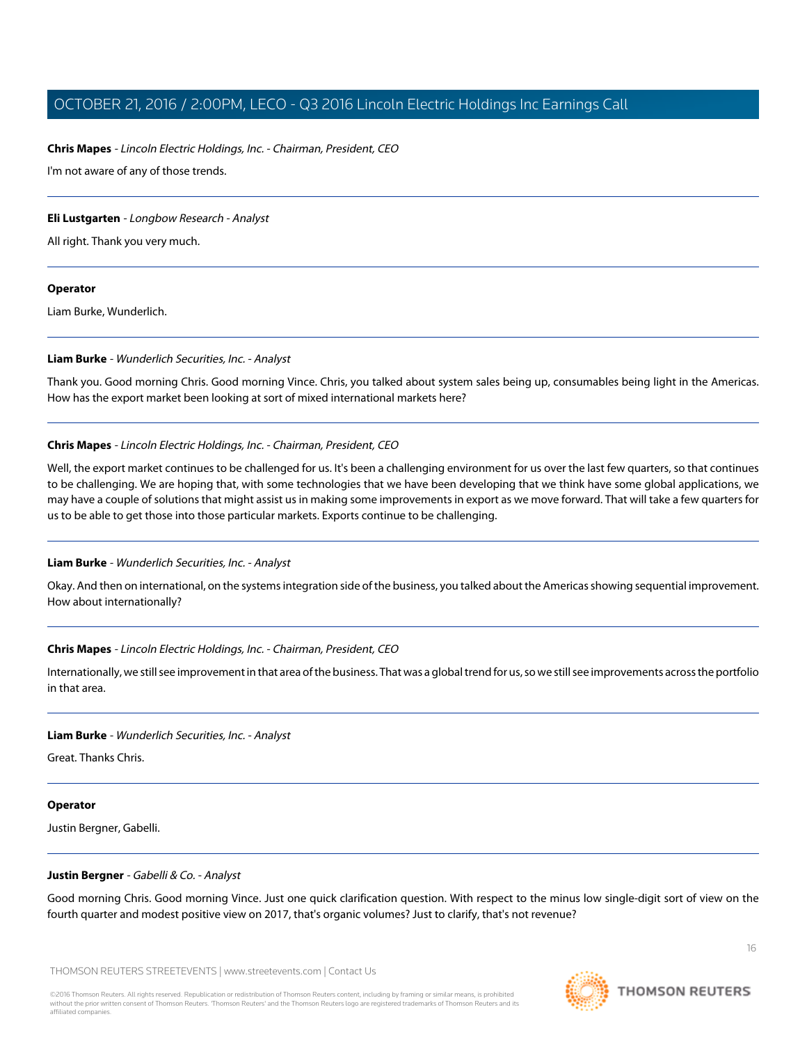**Chris Mapes** - *Lincoln Electric Holdings, Inc. - Chairman, President, CEO*

I'm not aware of any of those trends.

---

**Eli Lustgarten** - *Longbow Research - Analyst*

All right. Thank you very much.

---

**Operator**

Liam Burke, Wunderlich.

---

**Liam Burke** - *Wunderlich Securities, Inc. - Analyst*

Thank you. Good morning Chris. Good morning Vince. Chris, you talked about system sales being up, consumables being light in the Americas. How has the export market been looking at sort of mixed international markets here?

---

**Chris Mapes** - *Lincoln Electric Holdings, Inc. - Chairman, President, CEO*

Well, the export market continues to be challenged for us. It's been a challenging environment for us over the last few quarters, so that continues to be challenging. We are hoping that, with some technologies that we have been developing that we think have some global applications, we may have a couple of solutions that might assist us in making some improvements in export as we move forward. That will take a few quarters for us to be able to get those into those particular markets. Exports continue to be challenging.

---

**Liam Burke** - *Wunderlich Securities, Inc. - Analyst*

Okay. And then on international, on the systems integration side of the business, you talked about the Americas showing sequential improvement. How about internationally?

---

**Chris Mapes** - *Lincoln Electric Holdings, Inc. - Chairman, President, CEO*

Internationally, we still see improvement in that area of the business. That was a global trend for us, so we still see improvements across the portfolio in that area.

---

**Liam Burke** - *Wunderlich Securities, Inc. - Analyst*

Great. Thanks Chris.

---

**Operator**

Justin Bergner, Gabelli.

---

**Justin Bergner** - *Gabelli & Co. - Analyst*

Good morning Chris. Good morning Vince. Just one quick clarification question. With respect to the minus low single-digit sort of view on the fourth quarter and modest positive view on 2017, that's organic volumes? Just to clarify, that's not revenue?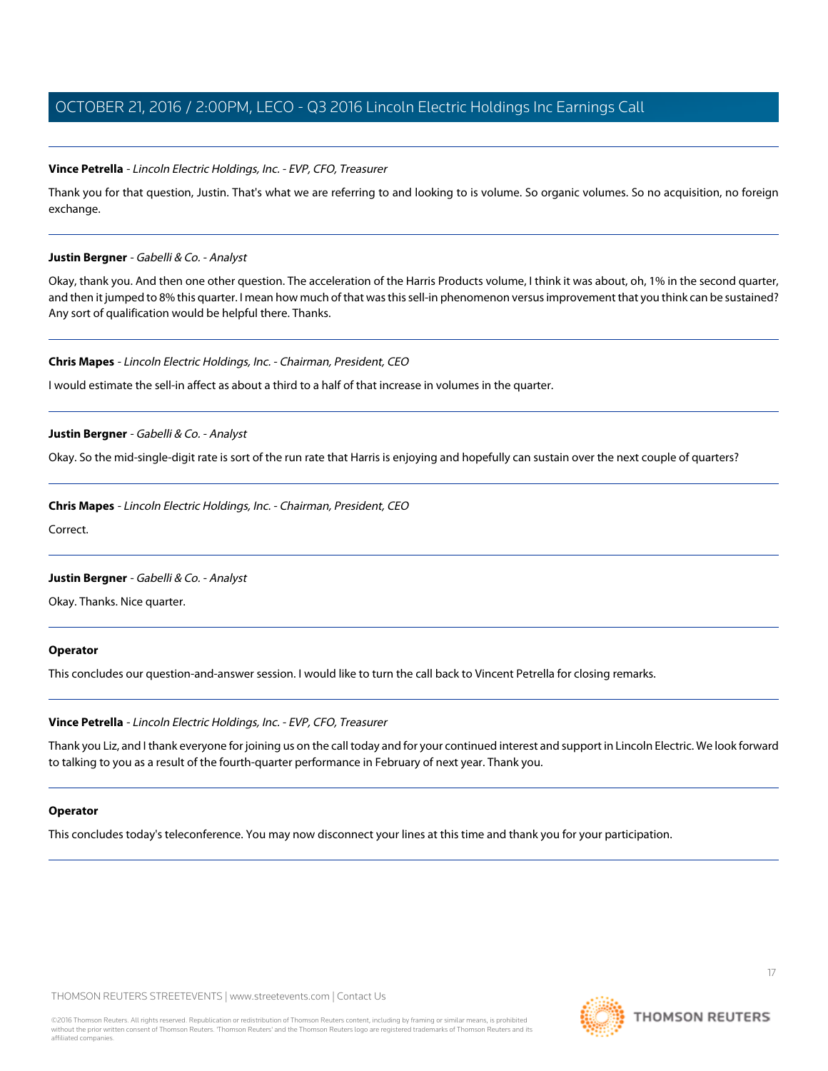**Vince Petrella** - *Lincoln Electric Holdings, Inc. - EVP, CFO, Treasurer*

Thank you for that question, Justin. That's what we are referring to and looking to is volume. So organic volumes. So no acquisition, no foreign exchange.

---

**Justin Bergner** - *Gabelli & Co. - Analyst*

Okay, thank you. And then one other question. The acceleration of the Harris Products volume, I think it was about, oh, 1% in the second quarter, and then it jumped to 8% this quarter. I mean how much of that was this sell-in phenomenon versus improvement that you think can be sustained? Any sort of qualification would be helpful there. Thanks.

---

**Chris Mapes** - *Lincoln Electric Holdings, Inc. - Chairman, President, CEO*

I would estimate the sell-in affect as about a third to a half of that increase in volumes in the quarter.

---

**Justin Bergner** - *Gabelli & Co. - Analyst*

Okay. So the mid-single-digit rate is sort of the run rate that Harris is enjoying and hopefully can sustain over the next couple of quarters?

---

**Chris Mapes** - *Lincoln Electric Holdings, Inc. - Chairman, President, CEO*

Correct.

---

**Justin Bergner** - *Gabelli & Co. - Analyst*

Okay. Thanks. Nice quarter.

---

**Operator**

This concludes our question-and-answer session. I would like to turn the call back to Vincent Petrella for closing remarks.

---

**Vince Petrella** - *Lincoln Electric Holdings, Inc. - EVP, CFO, Treasurer*

Thank you Liz, and I thank everyone for joining us on the call today and for your continued interest and support in Lincoln Electric. We look forward to talking to you as a result of the fourth-quarter performance in February of next year. Thank you.

---

**Operator**

This concludes today's teleconference. You may now disconnect your lines at this time and thank you for your participation.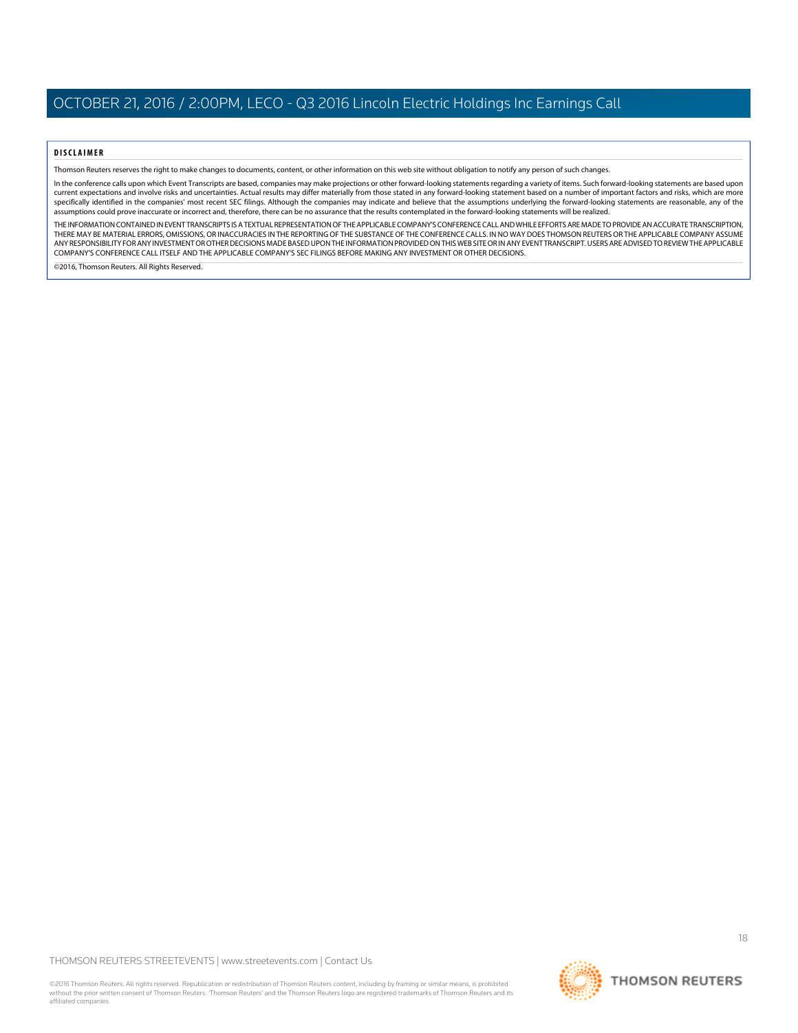## DISCLAIMER

Thomson Reuters reserves the right to make changes to documents, content, or other information on this web site without obligation to notify any person of such changes.

In the conference calls upon which Event Transcripts are based, companies may make projections or other forward-looking statements regarding a variety of items. Such forward-looking statements are based upon current expectations and involve risks and uncertainties. Actual results may differ materially from those stated in any forward-looking statement based on a number of important factors and risks, which are more specifically identified in the companies' most recent SEC filings. Although the companies may indicate and believe that the assumptions underlying the forward-looking statements are reasonable, any of the assumptions could prove inaccurate or incorrect and, therefore, there can be no assurance that the results contemplated in the forward-looking statements will be realized.

THE INFORMATION CONTAINED IN EVENT TRANSCRIPTS IS A TEXTUAL REPRESENTATION OF THE APPLICABLE COMPANY'S CONFERENCE CALL AND WHILE EFFORTS ARE MADE TO PROVIDE AN ACCURATE TRANSCRIPTION, THERE MAY BE MATERIAL ERRORS, OMISSIONS, OR INACCURACIES IN THE REPORTING OF THE SUBSTANCE OF THE CONFERENCE CALLS. IN NO WAY DOES THOMSON REUTERS OR THE APPLICABLE COMPANY ASSUME ANY RESPONSIBILITY FOR ANY INVESTMENT OR OTHER DECISIONS MADE BASED UPON THE INFORMATION PROVIDED ON THIS WEB SITE OR IN ANY EVENT TRANSCRIPT. USERS ARE ADVISED TO REVIEW THE APPLICABLE COMPANY'S CONFERENCE CALL ITSELF AND THE APPLICABLE COMPANY'S SEC FILINGS BEFORE MAKING ANY INVESTMENT OR OTHER DECISIONS.

©2016, Thomson Reuters. All Rights Reserved.